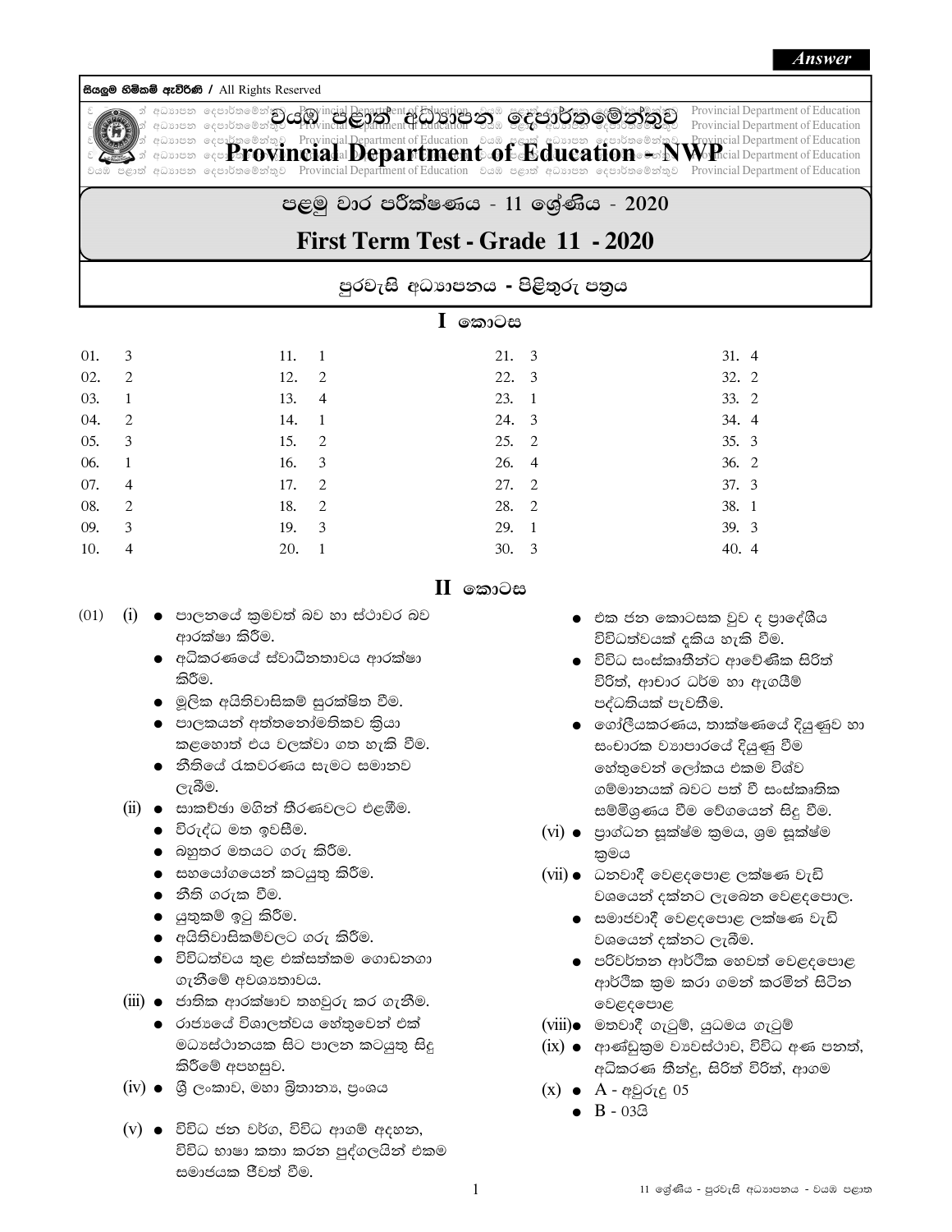Answer

සියලුම හිමිකම් ඇවිරිණි / All Rights Reserved

# වයඹ පළාත් අධ්‍යාපන දෙපාර්තමේන්තුව
# Provincial Department of Education - NWP

## පළමු වාර පරීක්ෂණය - 11 ශ්‍රේණිය - 2020
## First Term Test - Grade 11 - 2020

### පුරවැසි අධ්‍යාපනය - පිළිතුරු පත්‍රය

## I කොටස

| | | | | | | | |
|---|---|---|---|---|---|---|---|
| 01. | 3 | 11. | 1 | 21. | 3 | 31. | 4 |
| 02. | 2 | 12. | 2 | 22. | 3 | 32. | 2 |
| 03. | 1 | 13. | 4 | 23. | 1 | 33. | 2 |
| 04. | 2 | 14. | 1 | 24. | 3 | 34. | 4 |
| 05. | 3 | 15. | 2 | 25. | 2 | 35. | 3 |
| 06. | 1 | 16. | 3 | 26. | 4 | 36. | 2 |
| 07. | 4 | 17. | 2 | 27. | 2 | 37. | 3 |
| 08. | 2 | 18. | 2 | 28. | 2 | 38. | 1 |
| 09. | 3 | 19. | 3 | 29. | 1 | 39. | 3 |
| 10. | 4 | 20. | 1 | 30. | 3 | 40. | 4 |

## II කොටස

(01) (i)
- පාලනයේ ක්‍රමවත් බව හා ස්ථාවර බව ආරක්ෂා කිරීම.
- අධිකරණයේ ස්වාධීනතාවය ආරක්ෂා කිරීම.
- මූලික අයිතිවාසිකම් සුරක්ෂිත වීම.
- පාලකයන් අත්තනෝමතිකව ක්‍රියා කළහොත් එය වලක්වා ගත හැකි වීම.
- නීතියේ රැකවරණය සැමට සමානව ලැබීම.

(ii)
- සාකච්ඡා මගින් තීරණවලට එළඹීම.
- විරුද්ධ මත ඉවසීම.
- බහුතර මතයට ගරු කිරීම.
- සහයෝගයෙන් කටයුතු කිරීම.
- නීති ගරුක වීම.
- යුතුකම් ඉටු කිරීම.
- අයිතිවාසිකම්වලට ගරු කිරීම.
- විවිධත්වය තුළ එක්සත්කම ගොඩනගා ගැනීමේ අවශ්‍යතාවය.

(iii)
- ජාතික ආරක්ෂාව තහවුරු කර ගැනීම.
- රාජ්‍යයේ විශාලත්වය හේතුවෙන් එක් මධ්‍යස්ථානයක සිට පාලන කටයුතු සිදු කිරීමේ අපහසුව.

(iv)
- ශ්‍රී ලංකාව, මහා බ්‍රිතාන්‍ය, ප්‍රංශය

(v)
- විවිධ ජන වර්ග, විවිධ ආගම් අදහන, විවිධ භාෂා කතා කරන පුද්ගලයින් එකම සමාජයක ජීවත් වීම.
- එක ජන කොටසක වුව ද ප්‍රාදේශීය විවිධත්වයක් දැකිය හැකි වීම.
- විවිධ සංස්කෘතීන්ට ආවේණික සිරිත් විරිත්, ආචාර ධර්ම හා ඇඟයීම් පද්ධතියක් පැවතීම.
- ගෝලීයකරණය, තාක්ෂණයේ දියුණුව හා සංචාරක ව්‍යාපාරයේ දියුණු වීම හේතුවෙන් ලෝකය එකම විශ්ව ගම්මානයක් බවට පත් වී සංස්කෘතික සම්මිශ්‍රණය වීම වේගයෙන් සිදු වීම.

(vi)
- ප්‍රාග්ධන සූක්ෂ්ම ක්‍රමය, ශ්‍රම සූක්ෂ්ම ක්‍රමය

(vii)
- ධනවාදී වෙළඳපොළ ලක්ෂණ වැඩි වශයෙන් දක්නට ලැබෙන වෙළඳපොළ.
- සමාජවාදී වෙළඳපොළ ලක්ෂණ වැඩි වශයෙන් දක්නට ලැබීම.
- පරිවර්තන ආර්ථික හෙවත් වෙළඳපොළ ආර්ථික ක්‍රම කරා ගමන් කරමින් සිටින වෙළඳපොළ

(viii)
- මතවාදී ගැටුම්, යුධමය ගැටුම්

(ix)
- ආණ්ඩුක්‍රම ව්‍යවස්ථාව, විවිධ අණ පනත්, අධිකරණ තීන්දු, සිරිත් විරිත්, ආගම

(x)
- A - අවුරුදු 05
- B - 03යි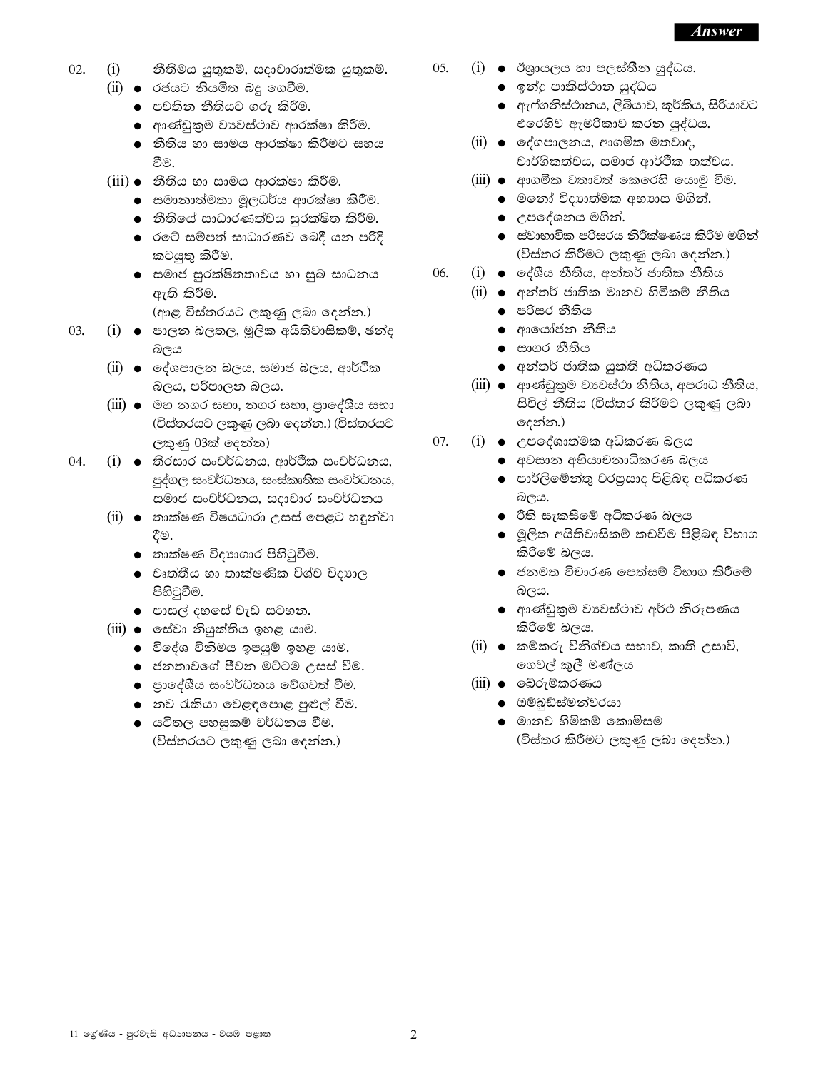**Answer**

02. (i) නීතිමය යුතුකම්, සදාචාරාත්මක යුතුකම්.

(ii)
- රජයට නියමිත බදු ගෙවීම.
- පවතින නීතියට ගරු කිරීම.
- ආණ්ඩුක්‍රම ව්‍යවස්ථාව ආරක්ෂා කිරීම.
- නීතිය හා සාමය ආරක්ෂා කිරීමට සහය වීම.

(iii)
- නීතිය හා සාමය ආරක්ෂා කිරීම.
- සමානාත්මතා මූලධර්ය ආරක්ෂා කිරීම.
- නීතියේ සාධාරණත්වය සුරක්ෂිත කිරීම.
- රටේ සම්පත් සාධාරණව බෙදී යන පරිදි කටයුතු කිරීම.
- සමාජ සුරක්ෂිතතාවය හා සුබ සාධනය ඇති කිරීම.

(ආළ විස්තරයට ලකුණු ලබා දෙන්න.)

03. (i)
- පාලන බලතල, මූලික අයිතිවාසිකම්, ඡන්ද බලය

(ii)
- දේශපාලන බලය, සමාජ බලය, ආර්ථික බලය, පරිපාලන බලය.

(iii)
- මහ නගර සභා, නගර සභා, ප්‍රාදේශීය සභා (විස්තරයට ලකුණු ලබා දෙන්න.) (විස්තරයට ලකුණු 03ක් දෙන්න)

04. (i)
- තිරසාර සංවර්ධනය, ආර්ථික සංවර්ධනය, පුද්ගල සංවර්ධනය, සංස්කෘතික සංවර්ධනය, සමාජ සංවර්ධනය, සදාචාර සංවර්ධනය

(ii)
- තාක්ෂණ විෂයධාරා උසස් පෙළට හඳුන්වා දීම.
- තාක්ෂණ විද්‍යාගාර පිහිටුවීම.
- වෘත්තීය හා තාක්ෂණික විශ්ව විද්‍යාල පිහිටුවීම.
- පාසල් දහසේ වැඩ සටහන.

(iii)
- සේවා නියුක්තිය ඉහළ යාම.
- විදේශ විනිමය ඉපයුම් ඉහළ යාම.
- ජනතාවගේ ජීවන මට්ටම උසස් වීම.
- ප්‍රාදේශීය සංවර්ධනය වේගවත් වීම.
- නව රැකියා වෙළඳපොළ පුළුල් වීම.
- යටිතල පහසුකම් වර්ධනය වීම.

(විස්තරයට ලකුණු ලබා දෙන්න.)

05. (i)
- ඊශ්‍රායලය හා පලස්තීන යුද්ධය.
- ඉන්දු පාකිස්ථාන යුද්ධය
- ඇෆ්ගනිස්ථානය, ලිබියාව, කුර්කිය, සිරියාවට එරෙහිව ඇමරිකාව කරන යුද්ධය.

(ii)
- දේශපාලනය, ආගමික මතවාද, වාර්ගිකත්වය, සමාජ ආර්ථික තත්වය.

(iii)
- ආගමික වතාවත් කෙරෙහි යොමු වීම.
- මනෝ විද්‍යාත්මක අභ්‍යාස මගින්.
- උපදේශනය මගින්.
- ස්වාභාවික පරිසරය නිරීක්ෂණය කිරීම මගින්

(විස්තර කිරීමට ලකුණු ලබා දෙන්න.)

06. (i)
- දේශීය නීතිය, අන්තර් ජාතික නීතිය

(ii)
- අන්තර් ජාතික මානව හිමිකම් නීතිය
- පරිසර නීතිය
- ආයෝජන නීතිය
- සාගර නීතිය
- අන්තර් ජාතික යුක්ති අධිකරණය

(iii)
- ආණ්ඩුක්‍රම ව්‍යවස්ථා නීතිය, අපරාධ නීතිය, සිවිල් නීතිය (විස්තර කිරීමට ලකුණු ලබා දෙන්න.)

07. (i)
- උපදේශාත්මක අධිකරණ බලය
- අවසාන අභියාචනාධිකරණ බලය
- පාර්ලිමේන්තු වරප්‍රසාද පිළිබඳ අධිකරණ බලය.
- රීති සැකසීමේ අධිකරණ බලය
- මූලික අයිතිවාසිකම් කඩවීම පිළිබඳ විභාග කිරීමේ බලය.
- ජනමත විචාරණ පෙත්සම් විභාග කිරීමේ බලය.
- ආණ්ඩුක්‍රම ව්‍යවස්ථාව අර්ථ නිරූපණය කිරීමේ බලය.

(ii)
- කම්කරු විනිශ්චය සභාව, කාති උසාවි, ගෙවල් කුලී මණ්ඩලය

(iii)
- බේරුම්කරණය
- ඔම්බුඩ්ස්මන්වරයා
- මානව හිමිකම් කොමිසම

(විස්තර කිරීමට ලකුණු ලබා දෙන්න.)